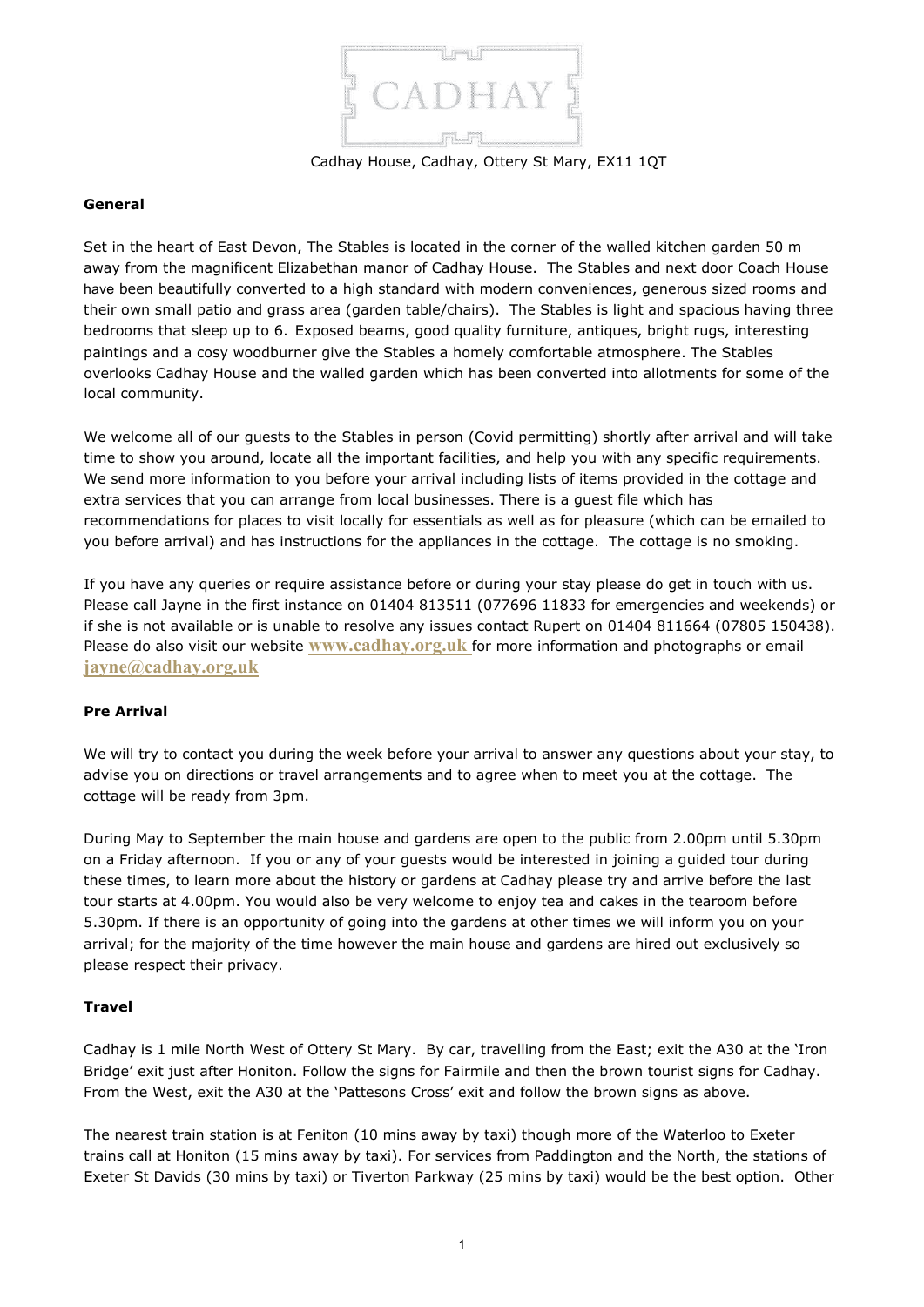CADHAY

Cadhay House, Cadhay, Ottery St Mary, EX11 1QT

**General**

Set in the heart of East Devon, The Stables is located in the corner of the walled kitchen garden 50 m away from the magnificent Elizabethan manor of Cadhay House. The Stables and next door Coach House have been beautifully converted to a high standard with modern conveniences, generous sized rooms and their own small patio and grass area (garden table/chairs). The Stables is light and spacious having three bedrooms that sleep up to 6. Exposed beams, good quality furniture, antiques, bright rugs, interesting paintings and a cosy woodburner give the Stables a homely comfortable atmosphere. The Stables overlooks Cadhay House and the walled garden which has been converted into allotments for some of the local community.

We welcome all of our guests to the Stables in person (Covid permitting) shortly after arrival and will take time to show you around, locate all the important facilities, and help you with any specific requirements. We send more information to you before your arrival including lists of items provided in the cottage and extra services that you can arrange from local businesses. There is a guest file which has recommendations for places to visit locally for essentials as well as for pleasure (which can be emailed to you before arrival) and has instructions for the appliances in the cottage. The cottage is no smoking.

If you have any queries or require assistance before or during your stay please do get in touch with us. Please call Jayne in the first instance on 01404 813511 (077696 11833 for emergencies and weekends) or if she is not available or is unable to resolve any issues contact Rupert on 01404 811664 (07805 150438). Please do also visit our website **www.cadhay.org.uk** for more information and photographs or email **jayne@cadhay.org.uk**

**Pre Arrival**

We will try to contact you during the week before your arrival to answer any questions about your stay, to advise you on directions or travel arrangements and to agree when to meet you at the cottage. The cottage will be ready from 3pm.

During May to September the main house and gardens are open to the public from 2.00pm until 5.30pm on a Friday afternoon. If you or any of your guests would be interested in joining a guided tour during these times, to learn more about the history or gardens at Cadhay please try and arrive before the last tour starts at 4.00pm. You would also be very welcome to enjoy tea and cakes in the tearoom before 5.30pm. If there is an opportunity of going into the gardens at other times we will inform you on your arrival; for the majority of the time however the main house and gardens are hired out exclusively so please respect their privacy.

**Travel**

Cadhay is 1 mile North West of Ottery St Mary. By car, travelling from the East; exit the A30 at the 'Iron Bridge' exit just after Honiton. Follow the signs for Fairmile and then the brown tourist signs for Cadhay. From the West, exit the A30 at the 'Pattesons Cross' exit and follow the brown signs as above.

The nearest train station is at Feniton (10 mins away by taxi) though more of the Waterloo to Exeter trains call at Honiton (15 mins away by taxi). For services from Paddington and the North, the stations of Exeter St Davids (30 mins by taxi) or Tiverton Parkway (25 mins by taxi) would be the best option. Other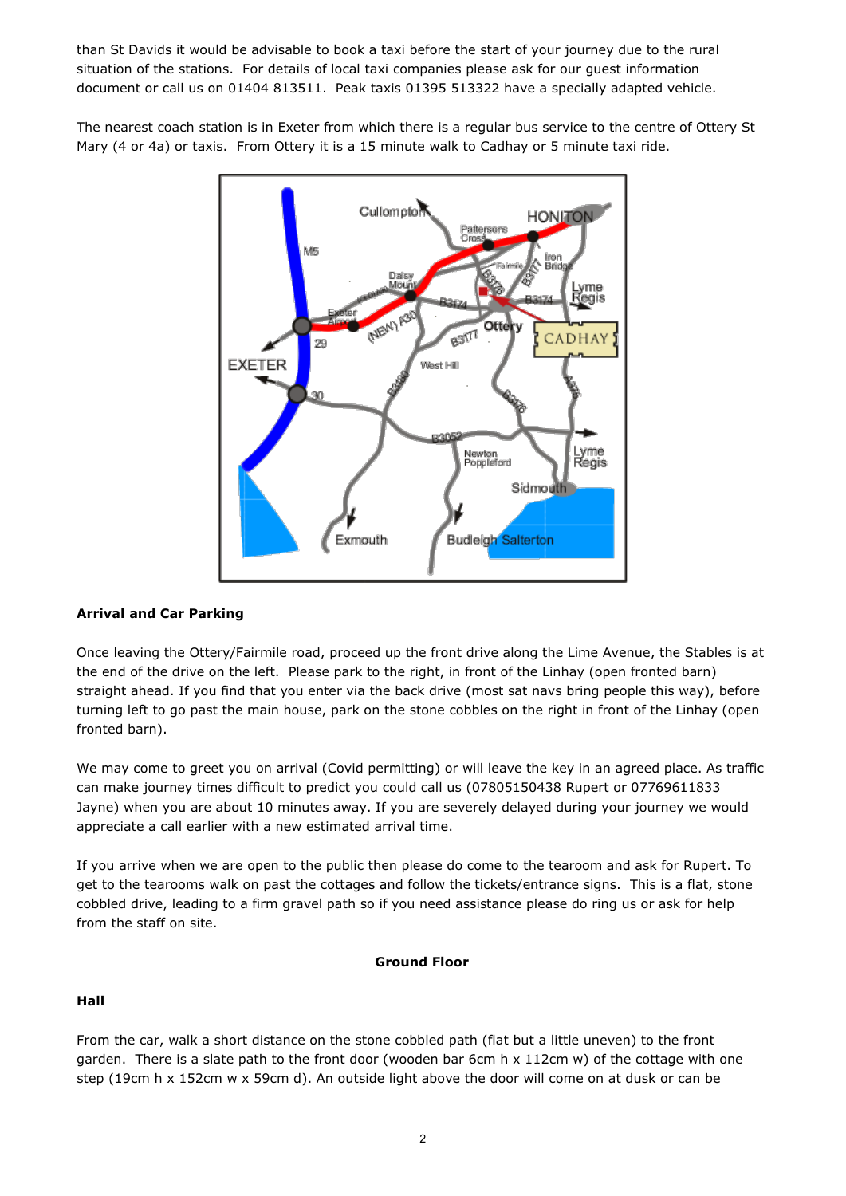than St Davids it would be advisable to book a taxi before the start of your journey due to the rural situation of the stations. For details of local taxi companies please ask for our guest information document or call us on 01404 813511. Peak taxis 01395 513322 have a specially adapted vehicle.

The nearest coach station is in Exeter from which there is a regular bus service to the centre of Ottery St Mary (4 or 4a) or taxis. From Ottery it is a 15 minute walk to Cadhay or 5 minute taxi ride.

**Arrival and Car Parking**

Once leaving the Ottery/Fairmile road, proceed up the front drive along the Lime Avenue, the Stables is at the end of the drive on the left. Please park to the right, in front of the Linhay (open fronted barn) straight ahead. If you find that you enter via the back drive (most sat navs bring people this way), before turning left to go past the main house, park on the stone cobbles on the right in front of the Linhay (open fronted barn).

We may come to greet you on arrival (Covid permitting) or will leave the key in an agreed place. As traffic can make journey times difficult to predict you could call us (07805150438 Rupert or 07769611833 Jayne) when you are about 10 minutes away. If you are severely delayed during your journey we would appreciate a call earlier with a new estimated arrival time.

If you arrive when we are open to the public then please do come to the tearoom and ask for Rupert. To get to the tearooms walk on past the cottages and follow the tickets/entrance signs. This is a flat, stone cobbled drive, leading to a firm gravel path so if you need assistance please do ring us or ask for help from the staff on site.

**Ground Floor**

**Hall**

From the car, walk a short distance on the stone cobbled path (flat but a little uneven) to the front garden. There is a slate path to the front door (wooden bar 6cm h x 112cm w) of the cottage with one step (19cm h x 152cm w x 59cm d). An outside light above the door will come on at dusk or can be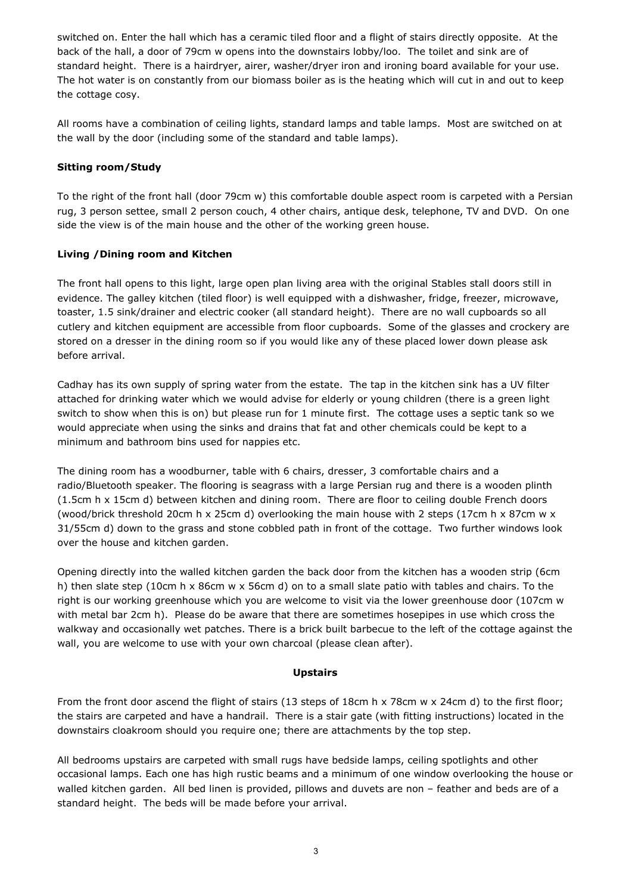switched on. Enter the hall which has a ceramic tiled floor and a flight of stairs directly opposite. At the back of the hall, a door of 79cm w opens into the downstairs lobby/loo. The toilet and sink are of standard height. There is a hairdryer, airer, washer/dryer iron and ironing board available for your use. The hot water is on constantly from our biomass boiler as is the heating which will cut in and out to keep the cottage cosy.

All rooms have a combination of ceiling lights, standard lamps and table lamps. Most are switched on at the wall by the door (including some of the standard and table lamps).

**Sitting room/Study**

To the right of the front hall (door 79cm w) this comfortable double aspect room is carpeted with a Persian rug, 3 person settee, small 2 person couch, 4 other chairs, antique desk, telephone, TV and DVD. On one side the view is of the main house and the other of the working green house.

**Living /Dining room and Kitchen**

The front hall opens to this light, large open plan living area with the original Stables stall doors still in evidence. The galley kitchen (tiled floor) is well equipped with a dishwasher, fridge, freezer, microwave, toaster, 1.5 sink/drainer and electric cooker (all standard height). There are no wall cupboards so all cutlery and kitchen equipment are accessible from floor cupboards. Some of the glasses and crockery are stored on a dresser in the dining room so if you would like any of these placed lower down please ask before arrival.

Cadhay has its own supply of spring water from the estate. The tap in the kitchen sink has a UV filter attached for drinking water which we would advise for elderly or young children (there is a green light switch to show when this is on) but please run for 1 minute first. The cottage uses a septic tank so we would appreciate when using the sinks and drains that fat and other chemicals could be kept to a minimum and bathroom bins used for nappies etc.

The dining room has a woodburner, table with 6 chairs, dresser, 3 comfortable chairs and a radio/Bluetooth speaker. The flooring is seagrass with a large Persian rug and there is a wooden plinth (1.5cm h x 15cm d) between kitchen and dining room. There are floor to ceiling double French doors (wood/brick threshold 20cm h x 25cm d) overlooking the main house with 2 steps (17cm h x 87cm w x 31/55cm d) down to the grass and stone cobbled path in front of the cottage. Two further windows look over the house and kitchen garden.

Opening directly into the walled kitchen garden the back door from the kitchen has a wooden strip (6cm h) then slate step (10cm h x 86cm w x 56cm d) on to a small slate patio with tables and chairs. To the right is our working greenhouse which you are welcome to visit via the lower greenhouse door (107cm w with metal bar 2cm h). Please do be aware that there are sometimes hosepipes in use which cross the walkway and occasionally wet patches. There is a brick built barbecue to the left of the cottage against the wall, you are welcome to use with your own charcoal (please clean after).

**Upstairs**

From the front door ascend the flight of stairs (13 steps of 18cm h x 78cm w x 24cm d) to the first floor; the stairs are carpeted and have a handrail. There is a stair gate (with fitting instructions) located in the downstairs cloakroom should you require one; there are attachments by the top step.

All bedrooms upstairs are carpeted with small rugs have bedside lamps, ceiling spotlights and other occasional lamps. Each one has high rustic beams and a minimum of one window overlooking the house or walled kitchen garden. All bed linen is provided, pillows and duvets are non – feather and beds are of a standard height. The beds will be made before your arrival.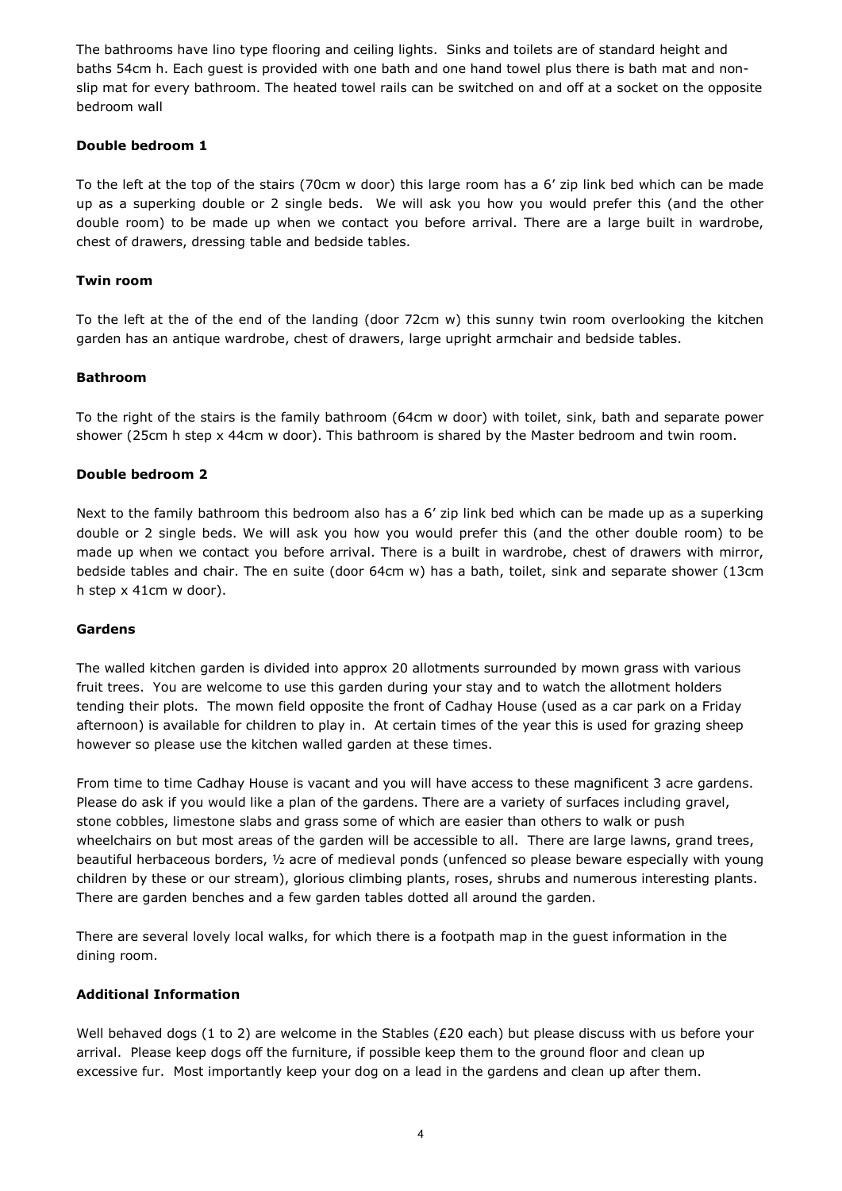The bathrooms have lino type flooring and ceiling lights. Sinks and toilets are of standard height and baths 54cm h. Each guest is provided with one bath and one hand towel plus there is bath mat and non-slip mat for every bathroom. The heated towel rails can be switched on and off at a socket on the opposite bedroom wall

**Double bedroom 1**

To the left at the top of the stairs (70cm w door) this large room has a 6' zip link bed which can be made up as a superking double or 2 single beds. We will ask you how you would prefer this (and the other double room) to be made up when we contact you before arrival. There are a large built in wardrobe, chest of drawers, dressing table and bedside tables.

**Twin room**

To the left at the of the end of the landing (door 72cm w) this sunny twin room overlooking the kitchen garden has an antique wardrobe, chest of drawers, large upright armchair and bedside tables.

**Bathroom**

To the right of the stairs is the family bathroom (64cm w door) with toilet, sink, bath and separate power shower (25cm h step x 44cm w door). This bathroom is shared by the Master bedroom and twin room.

**Double bedroom 2**

Next to the family bathroom this bedroom also has a 6' zip link bed which can be made up as a superking double or 2 single beds. We will ask you how you would prefer this (and the other double room) to be made up when we contact you before arrival. There is a built in wardrobe, chest of drawers with mirror, bedside tables and chair. The en suite (door 64cm w) has a bath, toilet, sink and separate shower (13cm h step x 41cm w door).

**Gardens**

The walled kitchen garden is divided into approx 20 allotments surrounded by mown grass with various fruit trees. You are welcome to use this garden during your stay and to watch the allotment holders tending their plots. The mown field opposite the front of Cadhay House (used as a car park on a Friday afternoon) is available for children to play in. At certain times of the year this is used for grazing sheep however so please use the kitchen walled garden at these times.

From time to time Cadhay House is vacant and you will have access to these magnificent 3 acre gardens. Please do ask if you would like a plan of the gardens. There are a variety of surfaces including gravel, stone cobbles, limestone slabs and grass some of which are easier than others to walk or push wheelchairs on but most areas of the garden will be accessible to all. There are large lawns, grand trees, beautiful herbaceous borders, ½ acre of medieval ponds (unfenced so please beware especially with young children by these or our stream), glorious climbing plants, roses, shrubs and numerous interesting plants. There are garden benches and a few garden tables dotted all around the garden.

There are several lovely local walks, for which there is a footpath map in the guest information in the dining room.

**Additional Information**

Well behaved dogs (1 to 2) are welcome in the Stables (£20 each) but please discuss with us before your arrival. Please keep dogs off the furniture, if possible keep them to the ground floor and clean up excessive fur. Most importantly keep your dog on a lead in the gardens and clean up after them.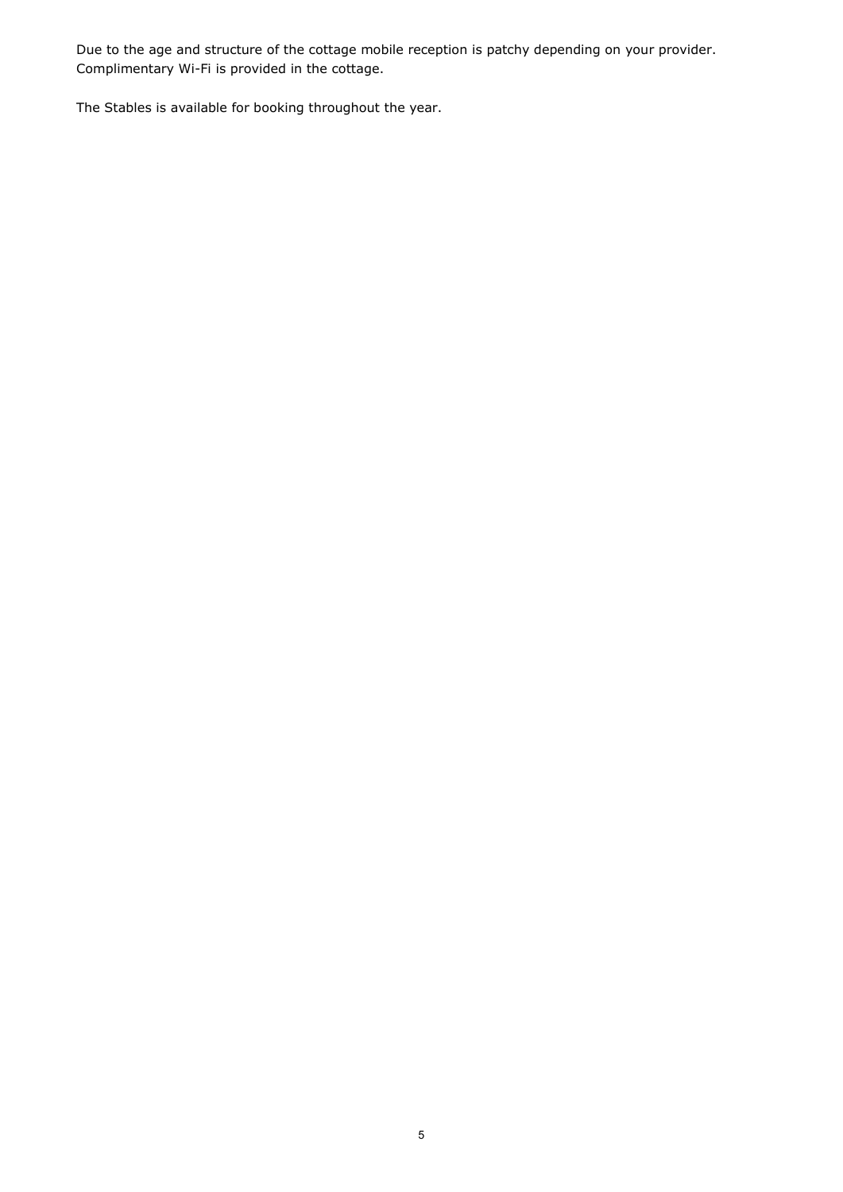Due to the age and structure of the cottage mobile reception is patchy depending on your provider. Complimentary Wi-Fi is provided in the cottage.

The Stables is available for booking throughout the year.